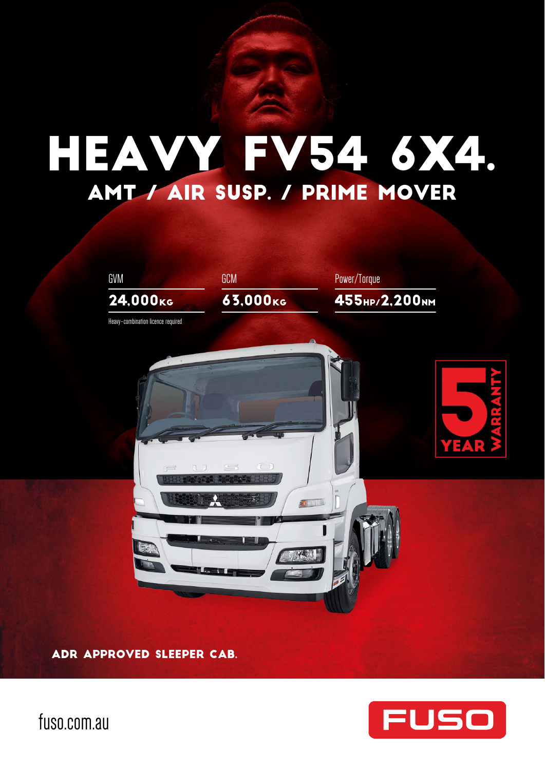# HEAVY FV54 6X4.

## AMT / AIR SUSP. / PRIME MOVER

| GVM | GCM | Power/Torque |
|---|---|---|
| 24,000KG | 63,000KG | 455HP/2,200NM |

Heavy-combination licence required

5 YEAR WARRANTY

**ADR APPROVED SLEEPER CAB.**

fuso.com.au

FUSO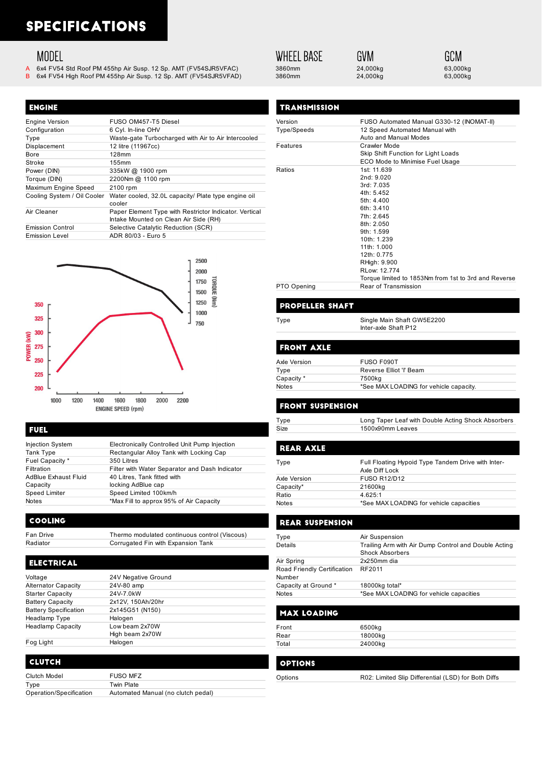# SPECIFICATIONS

| | MODEL | WHEEL BASE | GVM | GCM |
|---|---|---|---|---|
| A | 6x4 FV54 Std Roof PM 455hp Air Susp. 12 Sp. AMT (FV54SJR5VFAC) | 3860mm | 24,000kg | 63,000kg |
| B | 6x4 FV54 High Roof PM 455hp Air Susp. 12 Sp. AMT (FV54SJR5VFAD) | 3860mm | 24,000kg | 63,000kg |

## ENGINE

| | |
|---|---|
| Engine Version | FUSO OM457-T5 Diesel |
| Configuration | 6 Cyl. In-line OHV |
| Type | Waste-gate Turbocharged with Air to Air Intercooled |
| Displacement | 12 litre (11967cc) |
| Bore | 128mm |
| Stroke | 155mm |
| Power (DIN) | 335kW @ 1900 rpm |
| Torque (DIN) | 2200Nm @ 1100 rpm |
| Maximum Engine Speed | 2100 rpm |
| Cooling System / Oil Cooler | Water cooled, 32.0L capacity/ Plate type engine oil cooler |
| Air Cleaner | Paper Element Type with Restrictor Indicator. Vertical Intake Mounted on Clean Air Side (RH) |
| Emission Control | Selective Catalytic Reduction (SCR) |
| Emission Level | ADR 80/03 - Euro 5 |

POWER (kW): 200, 225, 250, 275, 300, 325, 350
TORQUE (Nm): 750, 1000, 1250, 1500, 1750, 2000, 2500
ENGINE SPEED (rpm): 1000, 1200, 1400, 1600, 1800, 2000, 2200

## FUEL

| | |
|---|---|
| Injection System | Electronically Controlled Unit Pump Injection |
| Tank Type | Rectangular Alloy Tank with Locking Cap |
| Fuel Capacity * | 350 Litres |
| Filtration | Filter with Water Separator and Dash Indicator |
| AdBlue Exhaust Fluid Capacity | 40 Litres, Tank fitted with locking AdBlue cap |
| Speed Limiter | Speed Limited 100km/h |
| Notes | *Max Fill to approx 95% of Air Capacity |

## COOLING

| | |
|---|---|
| Fan Drive | Thermo modulated continuous control (Viscous) |
| Radiator | Corrugated Fin with Expansion Tank |

## ELECTRICAL

| | |
|---|---|
| Voltage | 24V Negative Ground |
| Alternator Capacity | 24V-80 amp |
| Starter Capacity | 24V-7.0kW |
| Battery Capacity | 2x12V, 150Ah/20hr |
| Battery Specification | 2x145G51 (N150) |
| Headlamp Type | Halogen |
| Headlamp Capacity | Low beam 2x70W<br>High beam 2x70W |
| Fog Light | Halogen |

## CLUTCH

| | |
|---|---|
| Clutch Model | FUSO MFZ |
| Type | Twin Plate |
| Operation/Specification | Automated Manual (no clutch pedal) |

## TRANSMISSION

| | |
|---|---|
| Version | FUSO Automated Manual G330-12 (INOMAT-II) |
| Type/Speeds | 12 Speed Automated Manual with Auto and Manual Modes |
| Features | Crawler Mode<br>Skip Shift Function for Light Loads<br>ECO Mode to Minimise Fuel Usage |
| Ratios | 1st: 11.639<br>2nd: 9.020<br>3rd: 7.035<br>4th: 5.452<br>5th: 4.400<br>6th: 3.410<br>7th: 2.645<br>8th: 2.050<br>9th: 1.599<br>10th: 1.239<br>11th: 1.000<br>12th: 0.775<br>RHigh: 9.900<br>RLow: 12.774<br>Torque limited to 1853Nm from 1st to 3rd and Reverse |
| PTO Opening | Rear of Transmission |

## PROPELLER SHAFT

| | |
|---|---|
| Type | Single Main Shaft GW5E2200<br>Inter-axle Shaft P12 |

## FRONT AXLE

| | |
|---|---|
| Axle Version | FUSO F090T |
| Type | Reverse Elliot 'I' Beam |
| Capacity * | 7500kg |
| Notes | *See MAX LOADING for vehicle capacity. |

## FRONT SUSPENSION

| | |
|---|---|
| Type | Long Taper Leaf with Double Acting Shock Absorbers |
| Size | 1500x90mm Leaves |

## REAR AXLE

| | |
|---|---|
| Type | Full Floating Hypoid Type Tandem Drive with Inter-Axle Diff Lock |
| Axle Version | FUSO R12/D12 |
| Capacity* | 21600kg |
| Ratio | 4.625:1 |
| Notes | *See MAX LOADING for vehicle capacities |

## REAR SUSPENSION

| | |
|---|---|
| Type | Air Suspension |
| Details | Trailing Arm with Air Dump Control and Double Acting Shock Absorbers |
| Air Spring | 2x250mm dia |
| Road Friendly Certification Number | RF2011 |
| Capacity at Ground * | 18000kg total* |
| Notes | *See MAX LOADING for vehicle capacities |

## MAX LOADING

| | |
|---|---|
| Front | 6500kg |
| Rear | 18000kg |
| Total | 24000kg |

## OPTIONS

| | |
|---|---|
| Options | R02: Limited Slip Differential (LSD) for Both Diffs |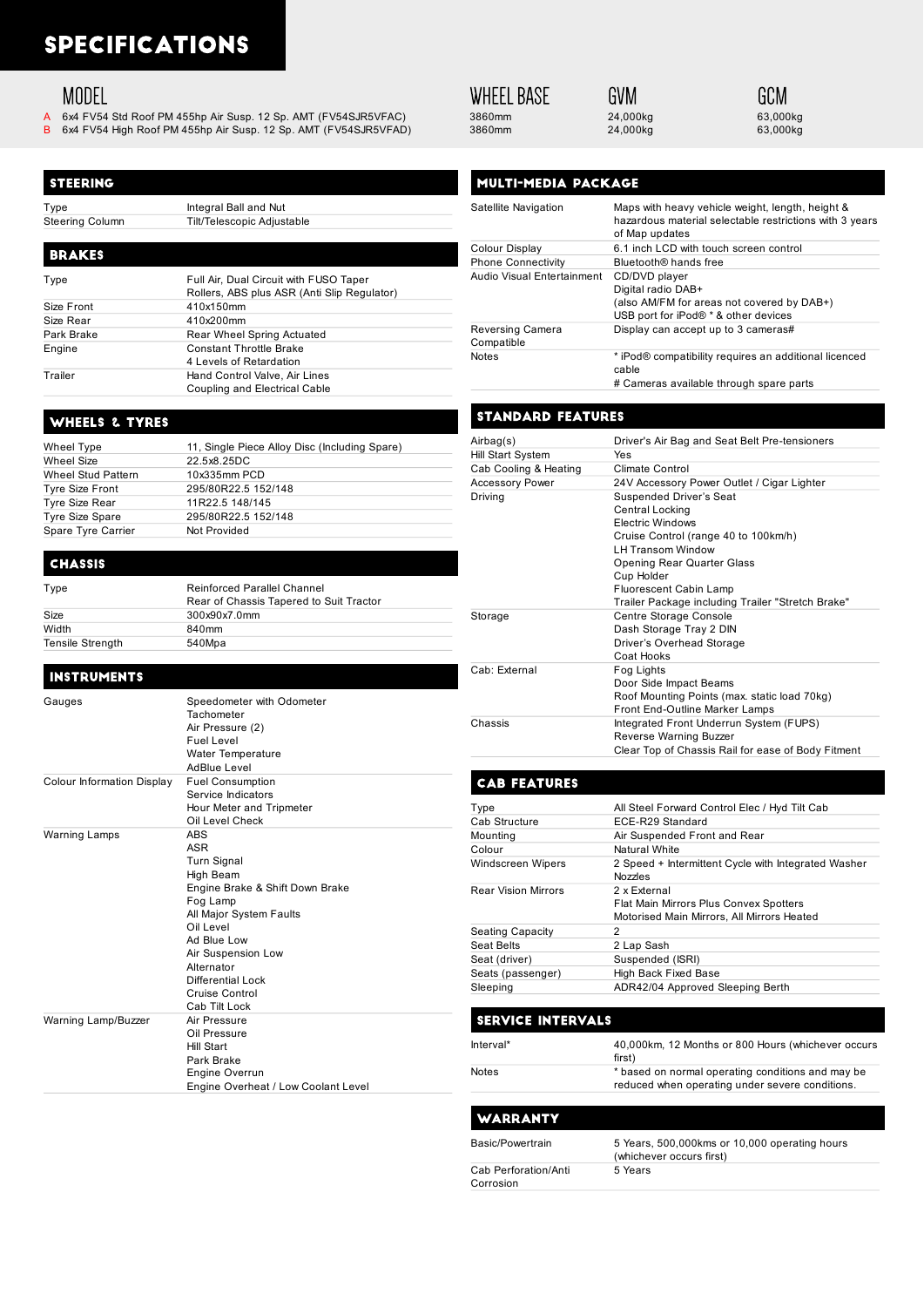# SPECIFICATIONS

| | MODEL | WHEEL BASE | GVM | GCM |
|---|---|---|---|---|
| A | 6x4 FV54 Std Roof PM 455hp Air Susp. 12 Sp. AMT (FV54SJR5VFAC) | 3860mm | 24,000kg | 63,000kg |
| B | 6x4 FV54 High Roof PM 455hp Air Susp. 12 Sp. AMT (FV54SJR5VFAD) | 3860mm | 24,000kg | 63,000kg |

## STEERING

| | |
|---|---|
| Type | Integral Ball and Nut |
| Steering Column | Tilt/Telescopic Adjustable |

## BRAKES

| | |
|---|---|
| Type | Full Air, Dual Circuit with FUSO Taper Rollers, ABS plus ASR (Anti Slip Regulator) |
| Size Front | 410x150mm |
| Size Rear | 410x200mm |
| Park Brake | Rear Wheel Spring Actuated |
| Engine | Constant Throttle Brake<br>4 Levels of Retardation |
| Trailer | Hand Control Valve, Air Lines<br>Coupling and Electrical Cable |

## WHEELS & TYRES

| | |
|---|---|
| Wheel Type | 11, Single Piece Alloy Disc (Including Spare) |
| Wheel Size | 22.5x8.25DC |
| Wheel Stud Pattern | 10x335mm PCD |
| Tyre Size Front | 295/80R22.5 152/148 |
| Tyre Size Rear | 11R22.5 148/145 |
| Tyre Size Spare | 295/80R22.5 152/148 |
| Spare Tyre Carrier | Not Provided |

## CHASSIS

| | |
|---|---|
| Type | Reinforced Parallel Channel<br>Rear of Chassis Tapered to Suit Tractor |
| Size | 300x90x7.0mm |
| Width | 840mm |
| Tensile Strength | 540Mpa |

## INSTRUMENTS

| | |
|---|---|
| Gauges | Speedometer with Odometer<br>Tachometer<br>Air Pressure (2)<br>Fuel Level<br>Water Temperature<br>AdBlue Level |
| Colour Information Display | Fuel Consumption<br>Service Indicators<br>Hour Meter and Tripmeter<br>Oil Level Check |
| Warning Lamps | ABS<br>ASR<br>Turn Signal<br>High Beam<br>Engine Brake & Shift Down Brake<br>Fog Lamp<br>All Major System Faults<br>Oil Level<br>Ad Blue Low<br>Air Suspension Low<br>Alternator<br>Differential Lock<br>Cruise Control<br>Cab Tilt Lock |
| Warning Lamp/Buzzer | Air Pressure<br>Oil Pressure<br>Hill Start<br>Park Brake<br>Engine Overrun<br>Engine Overheat / Low Coolant Level |

## MULTI-MEDIA PACKAGE

| | |
|---|---|
| Satellite Navigation | Maps with heavy vehicle weight, length, height & hazardous material selectable restrictions with 3 years of Map updates |
| Colour Display | 6.1 inch LCD with touch screen control |
| Phone Connectivity | Bluetooth® hands free |
| Audio Visual Entertainment | CD/DVD player<br>Digital radio DAB+<br>(also AM/FM for areas not covered by DAB+)<br>USB port for iPod® * & other devices |
| Reversing Camera Compatible | Display can accept up to 3 cameras# |
| Notes | * iPod® compatibility requires an additional licenced cable<br># Cameras available through spare parts |

## STANDARD FEATURES

| | |
|---|---|
| Airbag(s) | Driver's Air Bag and Seat Belt Pre-tensioners |
| Hill Start System | Yes |
| Cab Cooling & Heating | Climate Control |
| Accessory Power | 24V Accessory Power Outlet / Cigar Lighter |
| Driving | Suspended Driver's Seat<br>Central Locking<br>Electric Windows<br>Cruise Control (range 40 to 100km/h)<br>LH Transom Window<br>Opening Rear Quarter Glass<br>Cup Holder<br>Fluorescent Cabin Lamp<br>Trailer Package including Trailer "Stretch Brake" |
| Storage | Centre Storage Console<br>Dash Storage Tray 2 DIN<br>Driver's Overhead Storage<br>Coat Hooks |
| Cab: External | Fog Lights<br>Door Side Impact Beams<br>Roof Mounting Points (max. static load 70kg)<br>Front End-Outline Marker Lamps |
| Chassis | Integrated Front Underrun System (FUPS)<br>Reverse Warning Buzzer<br>Clear Top of Chassis Rail for ease of Body Fitment |

## CAB FEATURES

| | |
|---|---|
| Type | All Steel Forward Control Elec / Hyd Tilt Cab |
| Cab Structure | ECE-R29 Standard |
| Mounting | Air Suspended Front and Rear |
| Colour | Natural White |
| Windscreen Wipers | 2 Speed + Intermittent Cycle with Integrated Washer Nozzles |
| Rear Vision Mirrors | 2 x External<br>Flat Main Mirrors Plus Convex Spotters<br>Motorised Main Mirrors, All Mirrors Heated |
| Seating Capacity | 2 |
| Seat Belts | 2 Lap Sash |
| Seat (driver) | Suspended (ISRI) |
| Seats (passenger) | High Back Fixed Base |
| Sleeping | ADR42/04 Approved Sleeping Berth |

## SERVICE INTERVALS

| | |
|---|---|
| Interval* | 40,000km, 12 Months or 800 Hours (whichever occurs first) |
| Notes | * based on normal operating conditions and may be reduced when operating under severe conditions. |

## WARRANTY

| | |
|---|---|
| Basic/Powertrain | 5 Years, 500,000kms or 10,000 operating hours (whichever occurs first) |
| Cab Perforation/Anti Corrosion | 5 Years |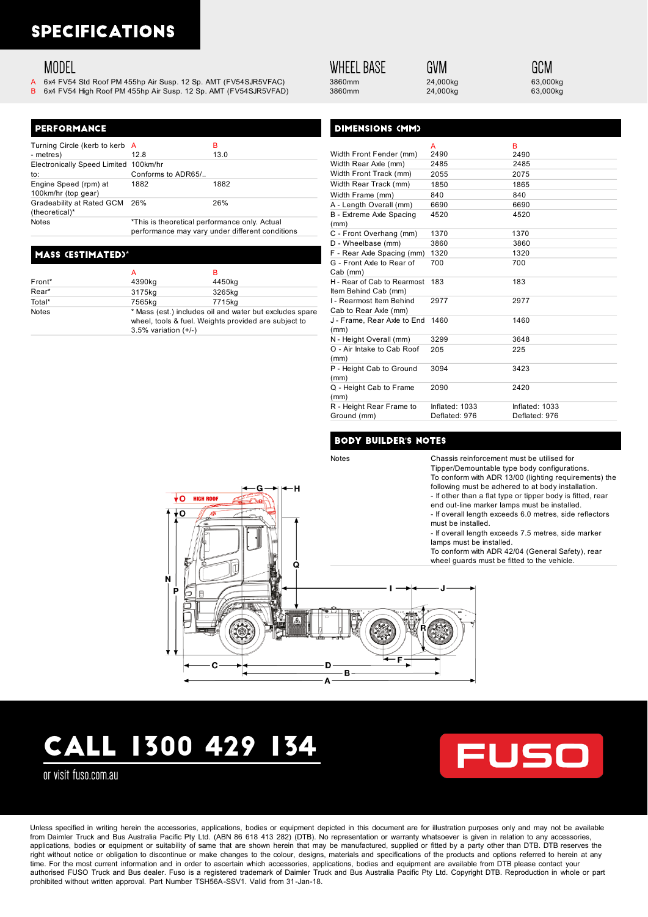# SPECIFICATIONS

| MODEL | WHEEL BASE | GVM | GCM |
|---|---|---|---|
| A 6x4 FV54 Std Roof PM 455hp Air Susp. 12 Sp. AMT (FV54SJR5VFAC) | 3860mm | 24,000kg | 63,000kg |
| B 6x4 FV54 High Roof PM 455hp Air Susp. 12 Sp. AMT (FV54SJR5VFAD) | 3860mm | 24,000kg | 63,000kg |

## PERFORMANCE

| | A | B |
|---|---|---|
| Turning Circle (kerb to kerb - metres) | 12.8 | 13.0 |
| Electronically Speed Limited to: | 100km/hr Conforms to ADR65/.. | |
| Engine Speed (rpm) at 100km/hr (top gear) | 1882 | 1882 |
| Gradeability at Rated GCM (theoretical)* | 26% | 26% |
| Notes | *This is theoretical performance only. Actual performance may vary under different conditions | |

## MASS (ESTIMATED)*

| | A | B |
|---|---|---|
| Front* | 4390kg | 4450kg |
| Rear* | 3175kg | 3265kg |
| Total* | 7565kg | 7715kg |
| Notes | * Mass (est.) includes oil and water but excludes spare wheel, tools & fuel. Weights provided are subject to 3.5% variation (+/-) | |

## DIMENSIONS (MM)

| | A | B |
|---|---|---|
| Width Front Fender (mm) | 2490 | 2490 |
| Width Rear Axle (mm) | 2485 | 2485 |
| Width Front Track (mm) | 2055 | 2075 |
| Width Rear Track (mm) | 1850 | 1865 |
| Width Frame (mm) | 840 | 840 |
| A - Length Overall (mm) | 6690 | 6690 |
| B - Extreme Axle Spacing (mm) | 4520 | 4520 |
| C - Front Overhang (mm) | 1370 | 1370 |
| D - Wheelbase (mm) | 3860 | 3860 |
| F - Rear Axle Spacing (mm) | 1320 | 1320 |
| G - Front Axle to Rear of Cab (mm) | 700 | 700 |
| H - Rear of Cab to Rearmost Item Behind Cab (mm) | 183 | 183 |
| I - Rearmost Item Behind Cab to Rear Axle (mm) | 2977 | 2977 |
| J - Frame, Rear Axle to End (mm) | 1460 | 1460 |
| N - Height Overall (mm) | 3299 | 3648 |
| O - Air Intake to Cab Roof (mm) | 205 | 225 |
| P - Height Cab to Ground (mm) | 3094 | 3423 |
| Q - Height Cab to Frame (mm) | 2090 | 2420 |
| R - Height Rear Frame to Ground (mm) | Inflated: 1033 Deflated: 976 | Inflated: 1033 Deflated: 976 |

## BODY BUILDER'S NOTES

Notes

Chassis reinforcement must be utilised for Tipper/Demountable type body configurations.
To conform with ADR 13/00 (lighting requirements) the following must be adhered to at body installation.
- If other than a flat type or tipper body is fitted, rear end out-line marker lamps must be installed.
- If overall length exceeds 6.0 metres, side reflectors must be installed.
- If overall length exceeds 7.5 metres, side marker lamps must be installed.
To conform with ADR 42/04 (General Safety), rear wheel guards must be fitted to the vehicle.

O HIGH ROOF
O
G
H
Q
N
P
I
J
R
C
D
F
B
A

# CALL 1300 429 134

or visit fuso.com.au

FUSO

Unless specified in writing herein the accessories, applications, bodies or equipment depicted in this document are for illustration purposes only and may not be available from Daimler Truck and Bus Australia Pacific Pty Ltd. (ABN 86 618 413 282) (DTB). No representation or warranty whatsoever is given in relation to any accessories, applications, bodies or equipment or suitability of same that are shown herein that may be manufactured, supplied or fitted by a party other than DTB. DTB reserves the right without notice or obligation to discontinue or make changes to the colour, designs, materials and specifications of the products and options referred to herein at any time. For the most current information and in order to ascertain which accessories, applications, bodies and equipment are available from DTB please contact your authorised FUSO Truck and Bus dealer. Fuso is a registered trademark of Daimler Truck and Bus Australia Pacific Pty Ltd. Copyright DTB. Reproduction in whole or part prohibited without written approval. Part Number TSH56A-SSV1. Valid from 31-Jan-18.